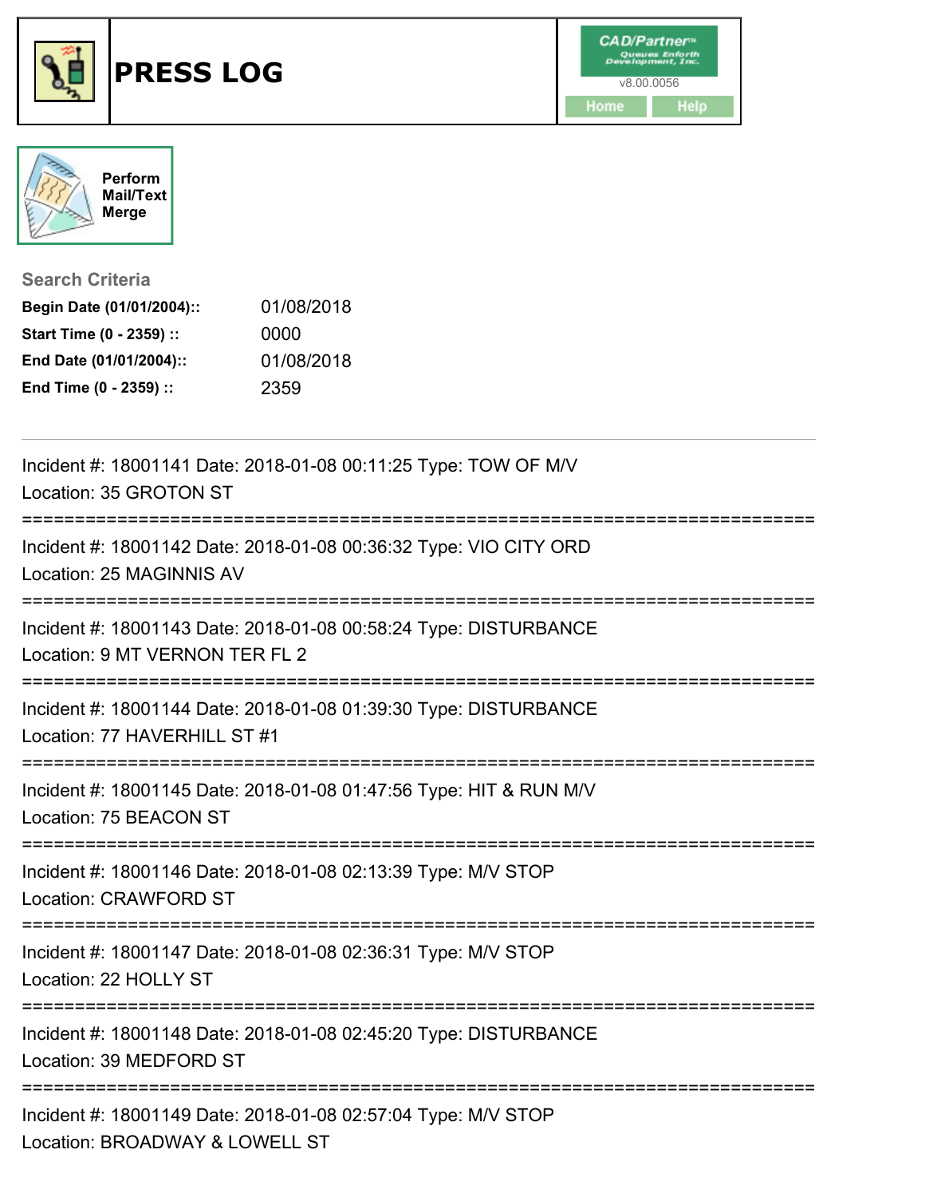# PRESS LOG

CAD/Partner™
v8.00.0056

Home Help

Perform Mail/Text Merge

## Search Criteria

**Begin Date (01/01/2004)::** 01/08/2018
**Start Time (0 - 2359) ::** 0000
**End Date (01/01/2004)::** 01/08/2018
**End Time (0 - 2359) ::** 2359

---

Incident #: 18001141 Date: 2018-01-08 00:11:25 Type: TOW OF M/V
Location: 35 GROTON ST

===========================================================================

Incident #: 18001142 Date: 2018-01-08 00:36:32 Type: VIO CITY ORD
Location: 25 MAGINNIS AV

===========================================================================

Incident #: 18001143 Date: 2018-01-08 00:58:24 Type: DISTURBANCE
Location: 9 MT VERNON TER FL 2

===========================================================================

Incident #: 18001144 Date: 2018-01-08 01:39:30 Type: DISTURBANCE
Location: 77 HAVERHILL ST #1

===========================================================================

Incident #: 18001145 Date: 2018-01-08 01:47:56 Type: HIT & RUN M/V
Location: 75 BEACON ST

===========================================================================

Incident #: 18001146 Date: 2018-01-08 02:13:39 Type: M/V STOP
Location: CRAWFORD ST

===========================================================================

Incident #: 18001147 Date: 2018-01-08 02:36:31 Type: M/V STOP
Location: 22 HOLLY ST

===========================================================================

Incident #: 18001148 Date: 2018-01-08 02:45:20 Type: DISTURBANCE
Location: 39 MEDFORD ST

===========================================================================

Incident #: 18001149 Date: 2018-01-08 02:57:04 Type: M/V STOP
Location: BROADWAY & LOWELL ST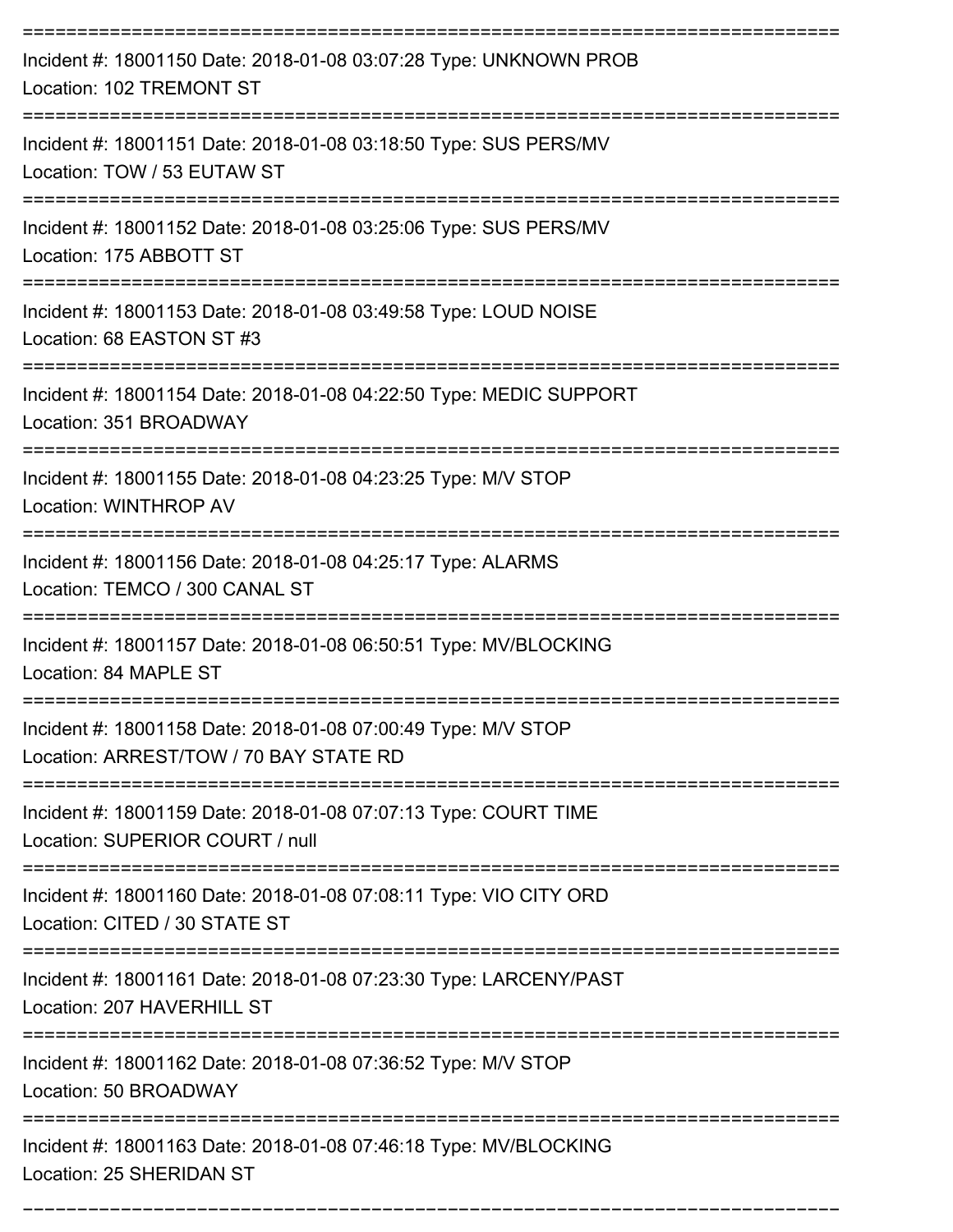===========================================================================

Incident #: 18001150 Date: 2018-01-08 03:07:28 Type: UNKNOWN PROB
Location: 102 TREMONT ST

===========================================================================

Incident #: 18001151 Date: 2018-01-08 03:18:50 Type: SUS PERS/MV
Location: TOW / 53 EUTAW ST

===========================================================================

Incident #: 18001152 Date: 2018-01-08 03:25:06 Type: SUS PERS/MV
Location: 175 ABBOTT ST

===========================================================================

Incident #: 18001153 Date: 2018-01-08 03:49:58 Type: LOUD NOISE
Location: 68 EASTON ST #3

===========================================================================

Incident #: 18001154 Date: 2018-01-08 04:22:50 Type: MEDIC SUPPORT
Location: 351 BROADWAY

===========================================================================

Incident #: 18001155 Date: 2018-01-08 04:23:25 Type: M/V STOP
Location: WINTHROP AV

===========================================================================

Incident #: 18001156 Date: 2018-01-08 04:25:17 Type: ALARMS
Location: TEMCO / 300 CANAL ST

===========================================================================

Incident #: 18001157 Date: 2018-01-08 06:50:51 Type: MV/BLOCKING
Location: 84 MAPLE ST

===========================================================================

Incident #: 18001158 Date: 2018-01-08 07:00:49 Type: M/V STOP
Location: ARREST/TOW / 70 BAY STATE RD

===========================================================================

Incident #: 18001159 Date: 2018-01-08 07:07:13 Type: COURT TIME
Location: SUPERIOR COURT / null

===========================================================================

Incident #: 18001160 Date: 2018-01-08 07:08:11 Type: VIO CITY ORD
Location: CITED / 30 STATE ST

===========================================================================

Incident #: 18001161 Date: 2018-01-08 07:23:30 Type: LARCENY/PAST
Location: 207 HAVERHILL ST

===========================================================================

Incident #: 18001162 Date: 2018-01-08 07:36:52 Type: M/V STOP
Location: 50 BROADWAY

===========================================================================

Incident #: 18001163 Date: 2018-01-08 07:46:18 Type: MV/BLOCKING
Location: 25 SHERIDAN ST

===========================================================================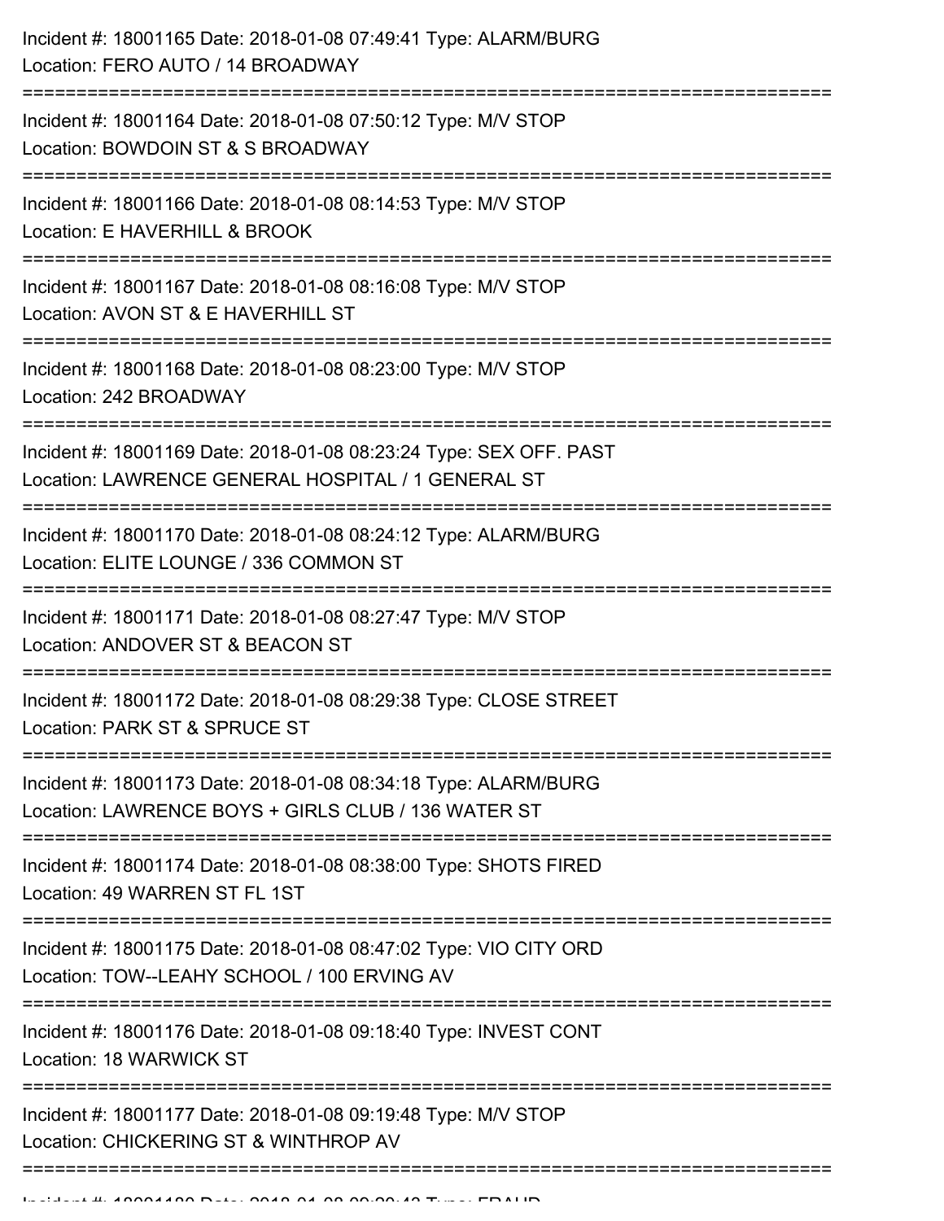Incident #: 18001165 Date: 2018-01-08 07:49:41 Type: ALARM/BURG
Location: FERO AUTO / 14 BROADWAY

===========================================================================

Incident #: 18001164 Date: 2018-01-08 07:50:12 Type: M/V STOP
Location: BOWDOIN ST & S BROADWAY

===========================================================================

Incident #: 18001166 Date: 2018-01-08 08:14:53 Type: M/V STOP
Location: E HAVERHILL & BROOK

===========================================================================

Incident #: 18001167 Date: 2018-01-08 08:16:08 Type: M/V STOP
Location: AVON ST & E HAVERHILL ST

===========================================================================

Incident #: 18001168 Date: 2018-01-08 08:23:00 Type: M/V STOP
Location: 242 BROADWAY

===========================================================================

Incident #: 18001169 Date: 2018-01-08 08:23:24 Type: SEX OFF. PAST
Location: LAWRENCE GENERAL HOSPITAL / 1 GENERAL ST

===========================================================================

Incident #: 18001170 Date: 2018-01-08 08:24:12 Type: ALARM/BURG
Location: ELITE LOUNGE / 336 COMMON ST

===========================================================================

Incident #: 18001171 Date: 2018-01-08 08:27:47 Type: M/V STOP
Location: ANDOVER ST & BEACON ST

===========================================================================

Incident #: 18001172 Date: 2018-01-08 08:29:38 Type: CLOSE STREET
Location: PARK ST & SPRUCE ST

===========================================================================

Incident #: 18001173 Date: 2018-01-08 08:34:18 Type: ALARM/BURG
Location: LAWRENCE BOYS + GIRLS CLUB / 136 WATER ST

===========================================================================

Incident #: 18001174 Date: 2018-01-08 08:38:00 Type: SHOTS FIRED
Location: 49 WARREN ST FL 1ST

===========================================================================

Incident #: 18001175 Date: 2018-01-08 08:47:02 Type: VIO CITY ORD
Location: TOW--LEAHY SCHOOL / 100 ERVING AV

===========================================================================

Incident #: 18001176 Date: 2018-01-08 09:18:40 Type: INVEST CONT
Location: 18 WARWICK ST

===========================================================================

Incident #: 18001177 Date: 2018-01-08 09:19:48 Type: M/V STOP
Location: CHICKERING ST & WINTHROP AV

===========================================================================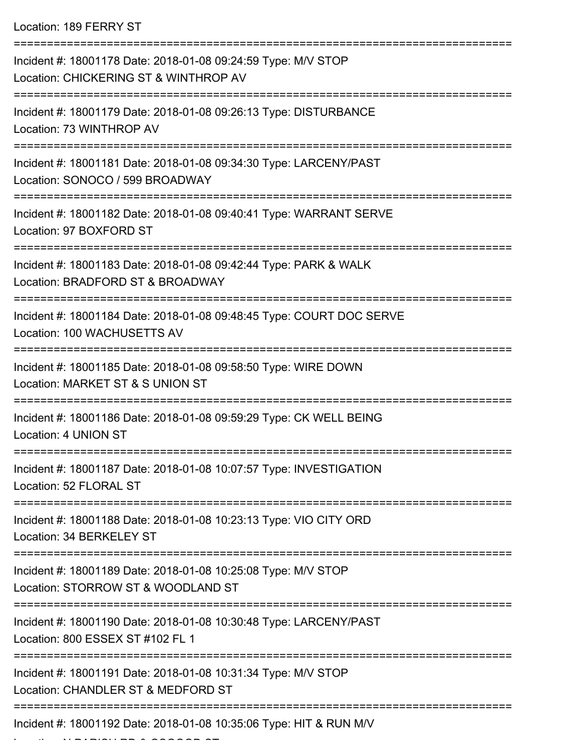Location: 189 FERRY ST

===========================================================================

Incident #: 18001178 Date: 2018-01-08 09:24:59 Type: M/V STOP
Location: CHICKERING ST & WINTHROP AV

===========================================================================

Incident #: 18001179 Date: 2018-01-08 09:26:13 Type: DISTURBANCE
Location: 73 WINTHROP AV

===========================================================================

Incident #: 18001181 Date: 2018-01-08 09:34:30 Type: LARCENY/PAST
Location: SONOCO / 599 BROADWAY

===========================================================================

Incident #: 18001182 Date: 2018-01-08 09:40:41 Type: WARRANT SERVE
Location: 97 BOXFORD ST

===========================================================================

Incident #: 18001183 Date: 2018-01-08 09:42:44 Type: PARK & WALK
Location: BRADFORD ST & BROADWAY

===========================================================================

Incident #: 18001184 Date: 2018-01-08 09:48:45 Type: COURT DOC SERVE
Location: 100 WACHUSETTS AV

===========================================================================

Incident #: 18001185 Date: 2018-01-08 09:58:50 Type: WIRE DOWN
Location: MARKET ST & S UNION ST

===========================================================================

Incident #: 18001186 Date: 2018-01-08 09:59:29 Type: CK WELL BEING
Location: 4 UNION ST

===========================================================================

Incident #: 18001187 Date: 2018-01-08 10:07:57 Type: INVESTIGATION
Location: 52 FLORAL ST

===========================================================================

Incident #: 18001188 Date: 2018-01-08 10:23:13 Type: VIO CITY ORD
Location: 34 BERKELEY ST

===========================================================================

Incident #: 18001189 Date: 2018-01-08 10:25:08 Type: M/V STOP
Location: STORROW ST & WOODLAND ST

===========================================================================

Incident #: 18001190 Date: 2018-01-08 10:30:48 Type: LARCENY/PAST
Location: 800 ESSEX ST #102 FL 1

===========================================================================

Incident #: 18001191 Date: 2018-01-08 10:31:34 Type: M/V STOP
Location: CHANDLER ST & MEDFORD ST

===========================================================================

Incident #: 18001192 Date: 2018-01-08 10:35:06 Type: HIT & RUN M/V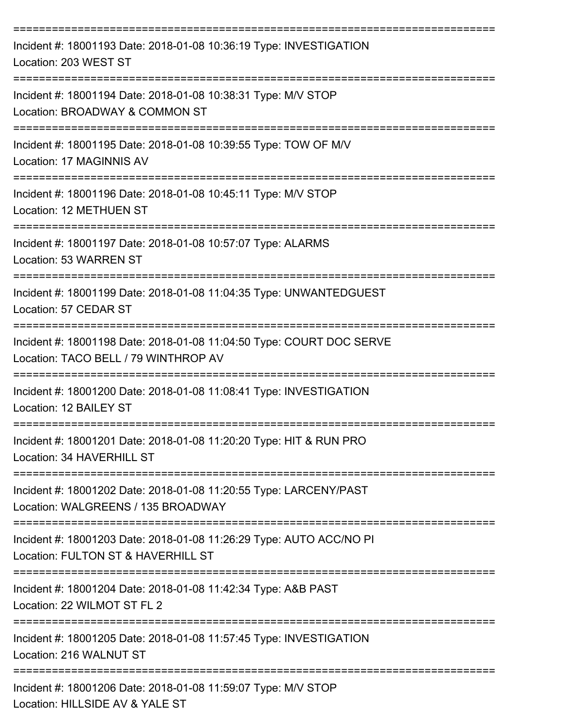===========================================================================

Incident #: 18001193 Date: 2018-01-08 10:36:19 Type: INVESTIGATION
Location: 203 WEST ST

===========================================================================

Incident #: 18001194 Date: 2018-01-08 10:38:31 Type: M/V STOP
Location: BROADWAY & COMMON ST

===========================================================================

Incident #: 18001195 Date: 2018-01-08 10:39:55 Type: TOW OF M/V
Location: 17 MAGINNIS AV

===========================================================================

Incident #: 18001196 Date: 2018-01-08 10:45:11 Type: M/V STOP
Location: 12 METHUEN ST

===========================================================================

Incident #: 18001197 Date: 2018-01-08 10:57:07 Type: ALARMS
Location: 53 WARREN ST

===========================================================================

Incident #: 18001199 Date: 2018-01-08 11:04:35 Type: UNWANTEDGUEST
Location: 57 CEDAR ST

===========================================================================

Incident #: 18001198 Date: 2018-01-08 11:04:50 Type: COURT DOC SERVE
Location: TACO BELL / 79 WINTHROP AV

===========================================================================

Incident #: 18001200 Date: 2018-01-08 11:08:41 Type: INVESTIGATION
Location: 12 BAILEY ST

===========================================================================

Incident #: 18001201 Date: 2018-01-08 11:20:20 Type: HIT & RUN PRO
Location: 34 HAVERHILL ST

===========================================================================

Incident #: 18001202 Date: 2018-01-08 11:20:55 Type: LARCENY/PAST
Location: WALGREENS / 135 BROADWAY

===========================================================================

Incident #: 18001203 Date: 2018-01-08 11:26:29 Type: AUTO ACC/NO PI
Location: FULTON ST & HAVERHILL ST

===========================================================================

Incident #: 18001204 Date: 2018-01-08 11:42:34 Type: A&B PAST
Location: 22 WILMOT ST FL 2

===========================================================================

Incident #: 18001205 Date: 2018-01-08 11:57:45 Type: INVESTIGATION
Location: 216 WALNUT ST

===========================================================================

Incident #: 18001206 Date: 2018-01-08 11:59:07 Type: M/V STOP
Location: HILLSIDE AV & YALE ST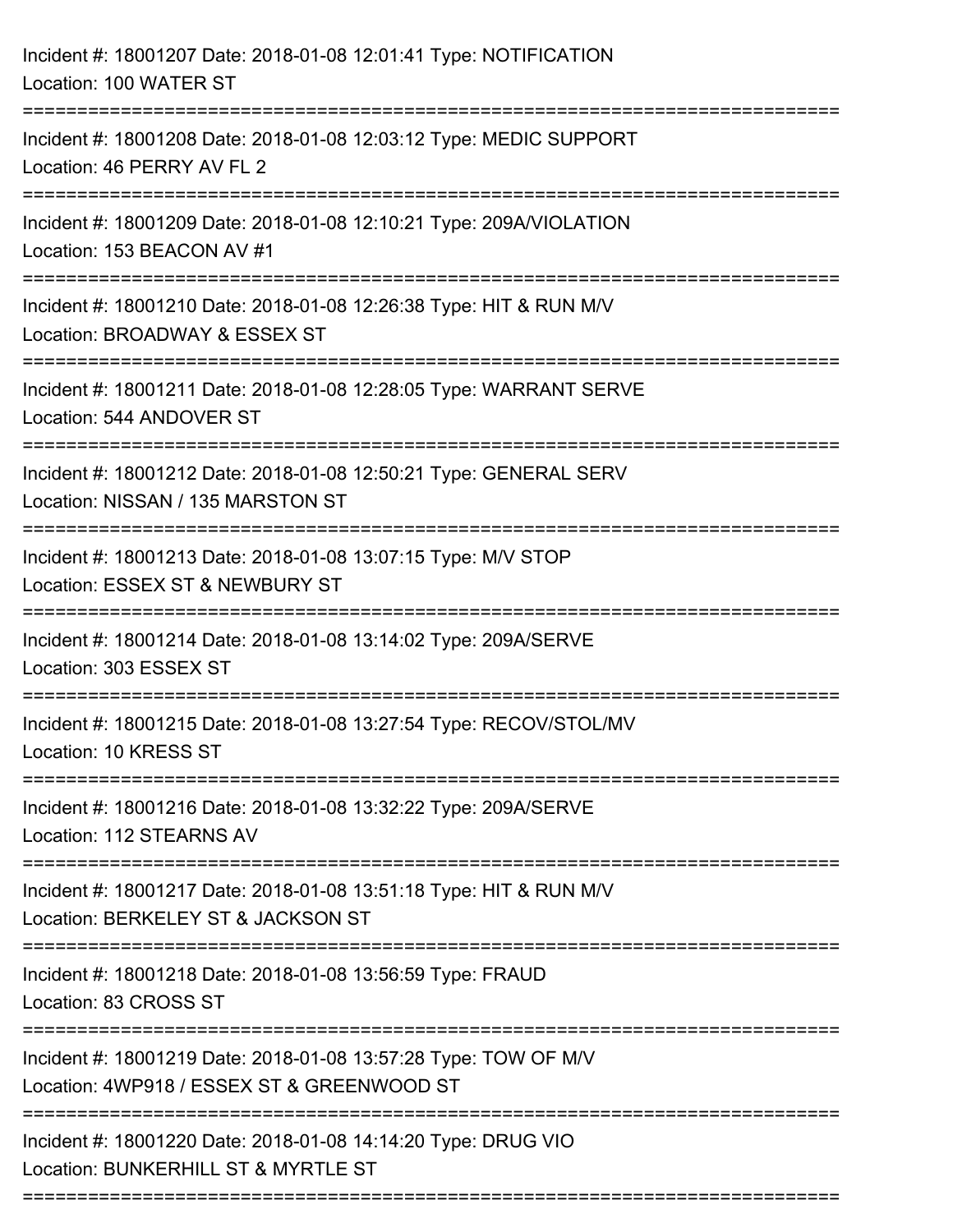Incident #: 18001207 Date: 2018-01-08 12:01:41 Type: NOTIFICATION
Location: 100 WATER ST

===========================================================================

Incident #: 18001208 Date: 2018-01-08 12:03:12 Type: MEDIC SUPPORT
Location: 46 PERRY AV FL 2

===========================================================================

Incident #: 18001209 Date: 2018-01-08 12:10:21 Type: 209A/VIOLATION
Location: 153 BEACON AV #1

===========================================================================

Incident #: 18001210 Date: 2018-01-08 12:26:38 Type: HIT & RUN M/V
Location: BROADWAY & ESSEX ST

===========================================================================

Incident #: 18001211 Date: 2018-01-08 12:28:05 Type: WARRANT SERVE
Location: 544 ANDOVER ST

===========================================================================

Incident #: 18001212 Date: 2018-01-08 12:50:21 Type: GENERAL SERV
Location: NISSAN / 135 MARSTON ST

===========================================================================

Incident #: 18001213 Date: 2018-01-08 13:07:15 Type: M/V STOP
Location: ESSEX ST & NEWBURY ST

===========================================================================

Incident #: 18001214 Date: 2018-01-08 13:14:02 Type: 209A/SERVE
Location: 303 ESSEX ST

===========================================================================

Incident #: 18001215 Date: 2018-01-08 13:27:54 Type: RECOV/STOL/MV
Location: 10 KRESS ST

===========================================================================

Incident #: 18001216 Date: 2018-01-08 13:32:22 Type: 209A/SERVE
Location: 112 STEARNS AV

===========================================================================

Incident #: 18001217 Date: 2018-01-08 13:51:18 Type: HIT & RUN M/V
Location: BERKELEY ST & JACKSON ST

===========================================================================

Incident #: 18001218 Date: 2018-01-08 13:56:59 Type: FRAUD
Location: 83 CROSS ST

===========================================================================

Incident #: 18001219 Date: 2018-01-08 13:57:28 Type: TOW OF M/V
Location: 4WP918 / ESSEX ST & GREENWOOD ST

===========================================================================

Incident #: 18001220 Date: 2018-01-08 14:14:20 Type: DRUG VIO
Location: BUNKERHILL ST & MYRTLE ST

===========================================================================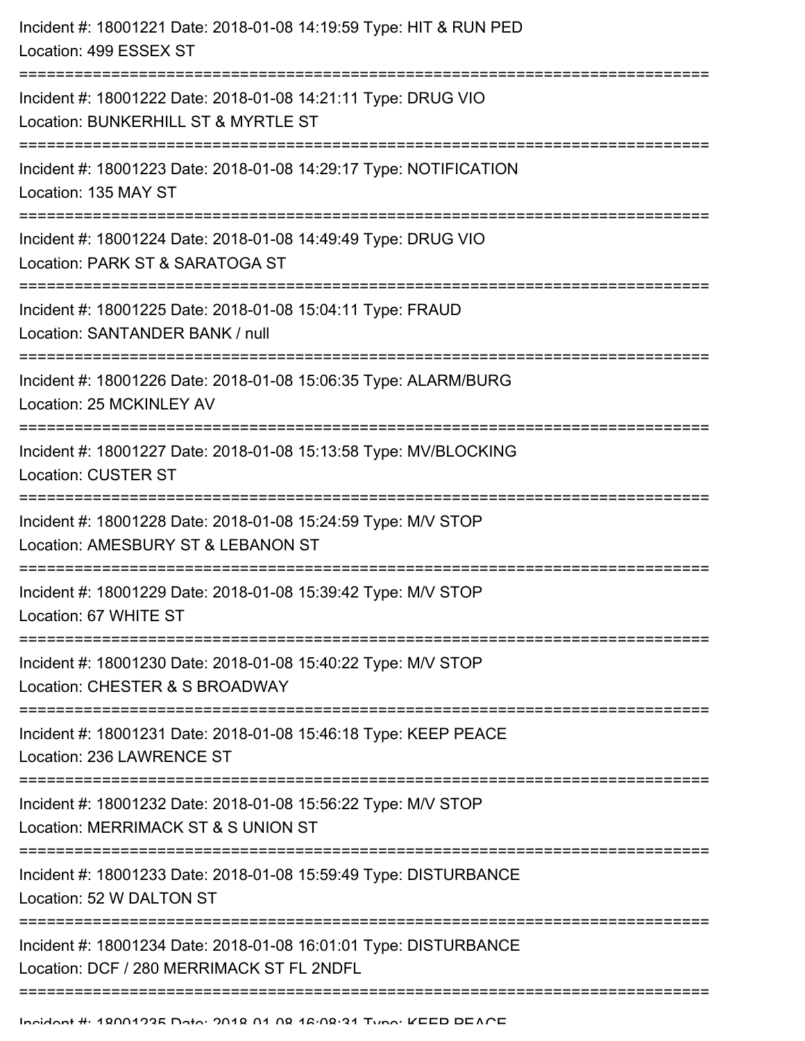Incident #: 18001221 Date: 2018-01-08 14:19:59 Type: HIT & RUN PED
Location: 499 ESSEX ST

===========================================================================

Incident #: 18001222 Date: 2018-01-08 14:21:11 Type: DRUG VIO
Location: BUNKERHILL ST & MYRTLE ST

===========================================================================

Incident #: 18001223 Date: 2018-01-08 14:29:17 Type: NOTIFICATION
Location: 135 MAY ST

===========================================================================

Incident #: 18001224 Date: 2018-01-08 14:49:49 Type: DRUG VIO
Location: PARK ST & SARATOGA ST

===========================================================================

Incident #: 18001225 Date: 2018-01-08 15:04:11 Type: FRAUD
Location: SANTANDER BANK / null

===========================================================================

Incident #: 18001226 Date: 2018-01-08 15:06:35 Type: ALARM/BURG
Location: 25 MCKINLEY AV

===========================================================================

Incident #: 18001227 Date: 2018-01-08 15:13:58 Type: MV/BLOCKING
Location: CUSTER ST

===========================================================================

Incident #: 18001228 Date: 2018-01-08 15:24:59 Type: M/V STOP
Location: AMESBURY ST & LEBANON ST

===========================================================================

Incident #: 18001229 Date: 2018-01-08 15:39:42 Type: M/V STOP
Location: 67 WHITE ST

===========================================================================

Incident #: 18001230 Date: 2018-01-08 15:40:22 Type: M/V STOP
Location: CHESTER & S BROADWAY

===========================================================================

Incident #: 18001231 Date: 2018-01-08 15:46:18 Type: KEEP PEACE
Location: 236 LAWRENCE ST

===========================================================================

Incident #: 18001232 Date: 2018-01-08 15:56:22 Type: M/V STOP
Location: MERRIMACK ST & S UNION ST

===========================================================================

Incident #: 18001233 Date: 2018-01-08 15:59:49 Type: DISTURBANCE
Location: 52 W DALTON ST

===========================================================================

Incident #: 18001234 Date: 2018-01-08 16:01:01 Type: DISTURBANCE
Location: DCF / 280 MERRIMACK ST FL 2NDFL

===========================================================================

Incident #: 18001235 Date: 2018-01-08 16:08:31 Type: KEEP PEACE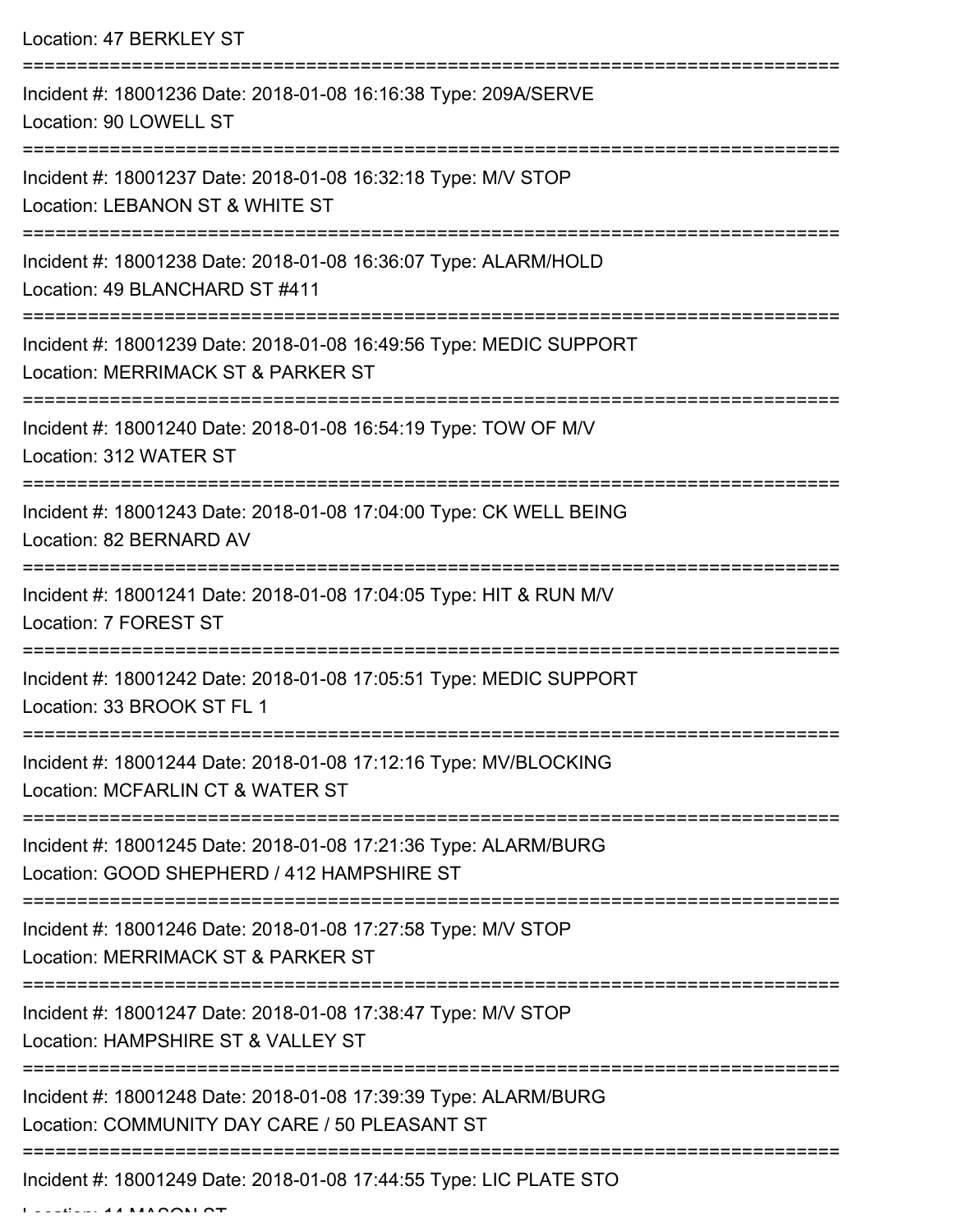Location: 47 BERKLEY ST

===========================================================================

Incident #: 18001236 Date: 2018-01-08 16:16:38 Type: 209A/SERVE
Location: 90 LOWELL ST

===========================================================================

Incident #: 18001237 Date: 2018-01-08 16:32:18 Type: M/V STOP
Location: LEBANON ST & WHITE ST

===========================================================================

Incident #: 18001238 Date: 2018-01-08 16:36:07 Type: ALARM/HOLD
Location: 49 BLANCHARD ST #411

===========================================================================

Incident #: 18001239 Date: 2018-01-08 16:49:56 Type: MEDIC SUPPORT
Location: MERRIMACK ST & PARKER ST

===========================================================================

Incident #: 18001240 Date: 2018-01-08 16:54:19 Type: TOW OF M/V
Location: 312 WATER ST

===========================================================================

Incident #: 18001243 Date: 2018-01-08 17:04:00 Type: CK WELL BEING
Location: 82 BERNARD AV

===========================================================================

Incident #: 18001241 Date: 2018-01-08 17:04:05 Type: HIT & RUN M/V
Location: 7 FOREST ST

===========================================================================

Incident #: 18001242 Date: 2018-01-08 17:05:51 Type: MEDIC SUPPORT
Location: 33 BROOK ST FL 1

===========================================================================

Incident #: 18001244 Date: 2018-01-08 17:12:16 Type: MV/BLOCKING
Location: MCFARLIN CT & WATER ST

===========================================================================

Incident #: 18001245 Date: 2018-01-08 17:21:36 Type: ALARM/BURG
Location: GOOD SHEPHERD / 412 HAMPSHIRE ST

===========================================================================

Incident #: 18001246 Date: 2018-01-08 17:27:58 Type: M/V STOP
Location: MERRIMACK ST & PARKER ST

===========================================================================

Incident #: 18001247 Date: 2018-01-08 17:38:47 Type: M/V STOP
Location: HAMPSHIRE ST & VALLEY ST

===========================================================================

Incident #: 18001248 Date: 2018-01-08 17:39:39 Type: ALARM/BURG
Location: COMMUNITY DAY CARE / 50 PLEASANT ST

===========================================================================

Incident #: 18001249 Date: 2018-01-08 17:44:55 Type: LIC PLATE STO
Location: 14 MASON ST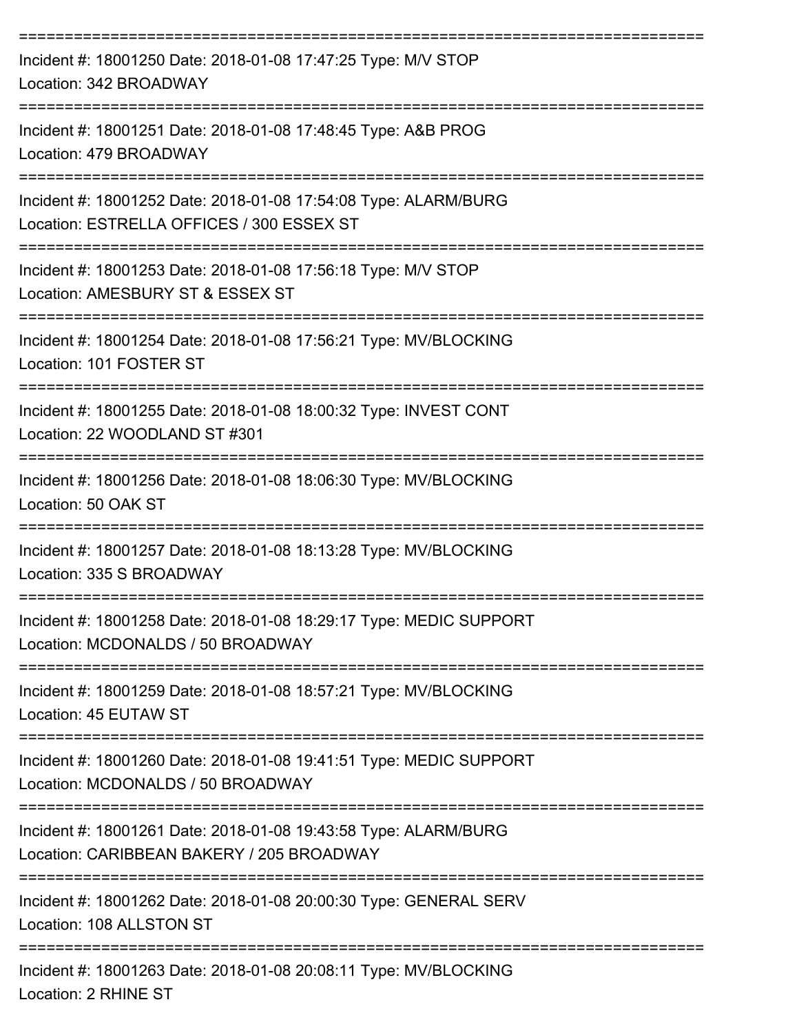===========================================================================

Incident #: 18001250 Date: 2018-01-08 17:47:25 Type: M/V STOP
Location: 342 BROADWAY

===========================================================================

Incident #: 18001251 Date: 2018-01-08 17:48:45 Type: A&B PROG
Location: 479 BROADWAY

===========================================================================

Incident #: 18001252 Date: 2018-01-08 17:54:08 Type: ALARM/BURG
Location: ESTRELLA OFFICES / 300 ESSEX ST

===========================================================================

Incident #: 18001253 Date: 2018-01-08 17:56:18 Type: M/V STOP
Location: AMESBURY ST & ESSEX ST

===========================================================================

Incident #: 18001254 Date: 2018-01-08 17:56:21 Type: MV/BLOCKING
Location: 101 FOSTER ST

===========================================================================

Incident #: 18001255 Date: 2018-01-08 18:00:32 Type: INVEST CONT
Location: 22 WOODLAND ST #301

===========================================================================

Incident #: 18001256 Date: 2018-01-08 18:06:30 Type: MV/BLOCKING
Location: 50 OAK ST

===========================================================================

Incident #: 18001257 Date: 2018-01-08 18:13:28 Type: MV/BLOCKING
Location: 335 S BROADWAY

===========================================================================

Incident #: 18001258 Date: 2018-01-08 18:29:17 Type: MEDIC SUPPORT
Location: MCDONALDS / 50 BROADWAY

===========================================================================

Incident #: 18001259 Date: 2018-01-08 18:57:21 Type: MV/BLOCKING
Location: 45 EUTAW ST

===========================================================================

Incident #: 18001260 Date: 2018-01-08 19:41:51 Type: MEDIC SUPPORT
Location: MCDONALDS / 50 BROADWAY

===========================================================================

Incident #: 18001261 Date: 2018-01-08 19:43:58 Type: ALARM/BURG
Location: CARIBBEAN BAKERY / 205 BROADWAY

===========================================================================

Incident #: 18001262 Date: 2018-01-08 20:00:30 Type: GENERAL SERV
Location: 108 ALLSTON ST

===========================================================================

Incident #: 18001263 Date: 2018-01-08 20:08:11 Type: MV/BLOCKING
Location: 2 RHINE ST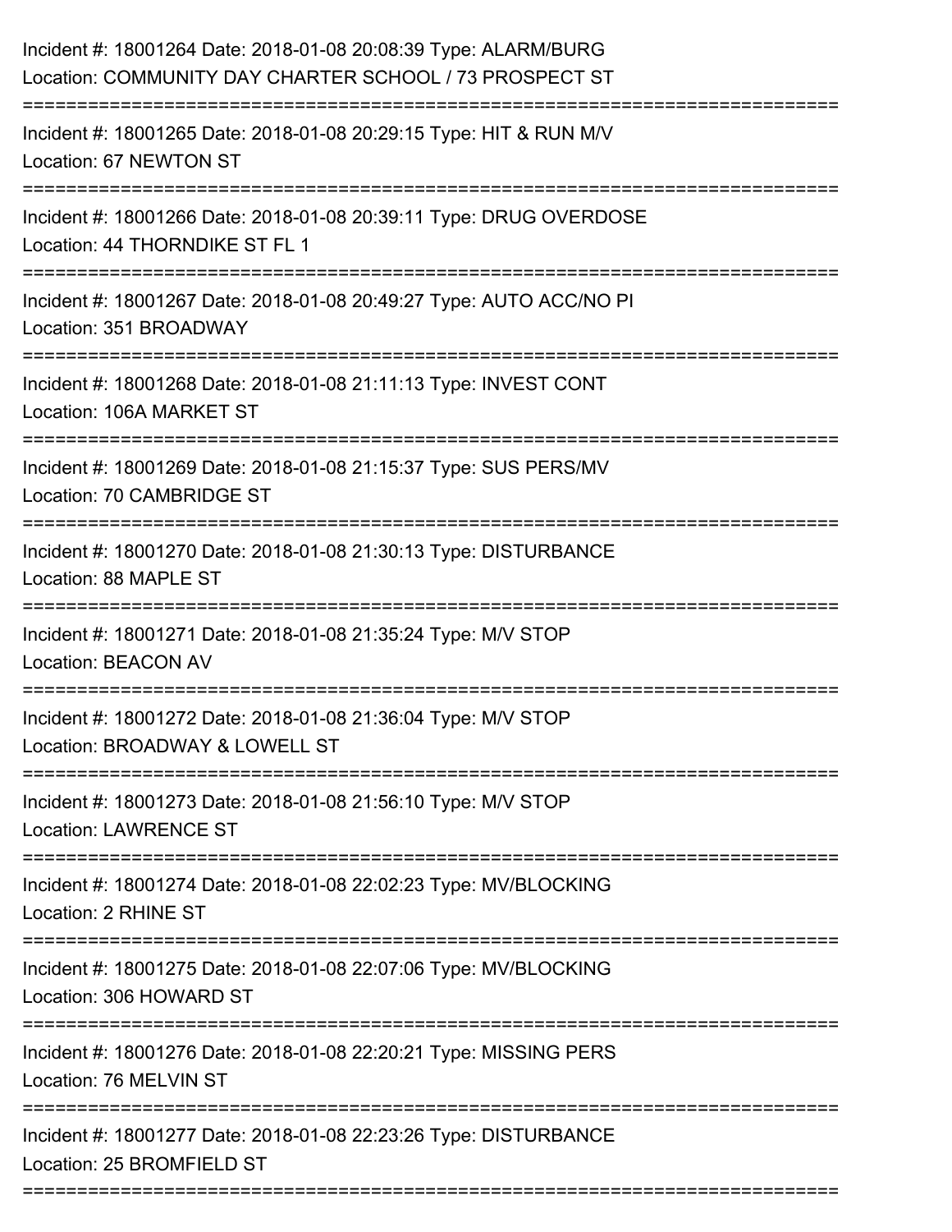Incident #: 18001264 Date: 2018-01-08 20:08:39 Type: ALARM/BURG
Location: COMMUNITY DAY CHARTER SCHOOL / 73 PROSPECT ST

===========================================================================

Incident #: 18001265 Date: 2018-01-08 20:29:15 Type: HIT & RUN M/V
Location: 67 NEWTON ST

===========================================================================

Incident #: 18001266 Date: 2018-01-08 20:39:11 Type: DRUG OVERDOSE
Location: 44 THORNDIKE ST FL 1

===========================================================================

Incident #: 18001267 Date: 2018-01-08 20:49:27 Type: AUTO ACC/NO PI
Location: 351 BROADWAY

===========================================================================

Incident #: 18001268 Date: 2018-01-08 21:11:13 Type: INVEST CONT
Location: 106A MARKET ST

===========================================================================

Incident #: 18001269 Date: 2018-01-08 21:15:37 Type: SUS PERS/MV
Location: 70 CAMBRIDGE ST

===========================================================================

Incident #: 18001270 Date: 2018-01-08 21:30:13 Type: DISTURBANCE
Location: 88 MAPLE ST

===========================================================================

Incident #: 18001271 Date: 2018-01-08 21:35:24 Type: M/V STOP
Location: BEACON AV

===========================================================================

Incident #: 18001272 Date: 2018-01-08 21:36:04 Type: M/V STOP
Location: BROADWAY & LOWELL ST

===========================================================================

Incident #: 18001273 Date: 2018-01-08 21:56:10 Type: M/V STOP
Location: LAWRENCE ST

===========================================================================

Incident #: 18001274 Date: 2018-01-08 22:02:23 Type: MV/BLOCKING
Location: 2 RHINE ST

===========================================================================

Incident #: 18001275 Date: 2018-01-08 22:07:06 Type: MV/BLOCKING
Location: 306 HOWARD ST

===========================================================================

Incident #: 18001276 Date: 2018-01-08 22:20:21 Type: MISSING PERS
Location: 76 MELVIN ST

===========================================================================

Incident #: 18001277 Date: 2018-01-08 22:23:26 Type: DISTURBANCE
Location: 25 BROMFIELD ST

===========================================================================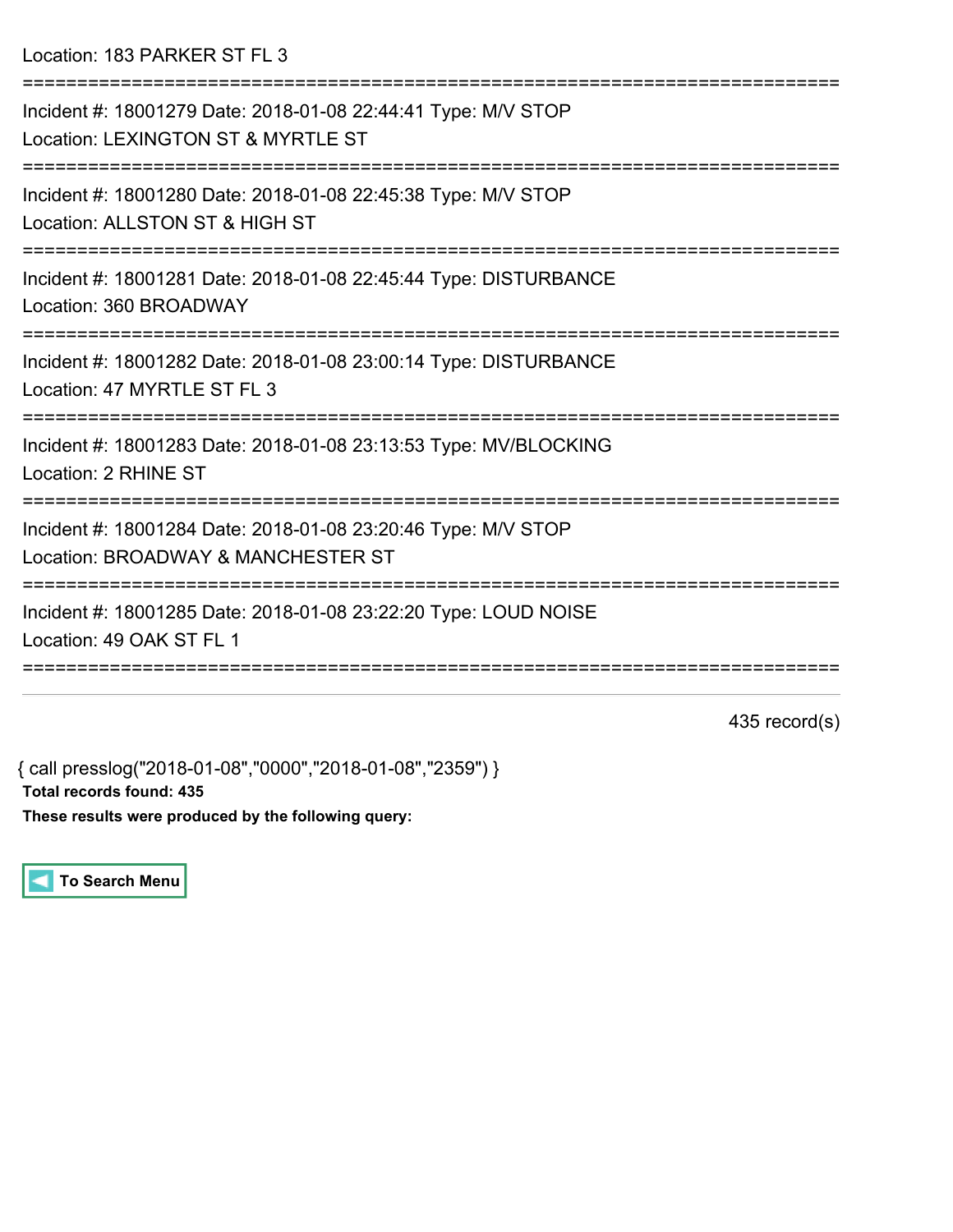Location: 183 PARKER ST FL 3

===========================================================================

Incident #: 18001279 Date: 2018-01-08 22:44:41 Type: M/V STOP

Location: LEXINGTON ST & MYRTLE ST

===========================================================================

Incident #: 18001280 Date: 2018-01-08 22:45:38 Type: M/V STOP

Location: ALLSTON ST & HIGH ST

===========================================================================

Incident #: 18001281 Date: 2018-01-08 22:45:44 Type: DISTURBANCE

Location: 360 BROADWAY

===========================================================================

Incident #: 18001282 Date: 2018-01-08 23:00:14 Type: DISTURBANCE

Location: 47 MYRTLE ST FL 3

===========================================================================

Incident #: 18001283 Date: 2018-01-08 23:13:53 Type: MV/BLOCKING

Location: 2 RHINE ST

===========================================================================

Incident #: 18001284 Date: 2018-01-08 23:20:46 Type: M/V STOP

Location: BROADWAY & MANCHESTER ST

===========================================================================

Incident #: 18001285 Date: 2018-01-08 23:22:20 Type: LOUD NOISE

Location: 49 OAK ST FL 1

===========================================================================

435 record(s)

{ call presslog("2018-01-08","0000","2018-01-08","2359") }

**Total records found: 435**

**These results were produced by the following query:**

**To Search Menu**